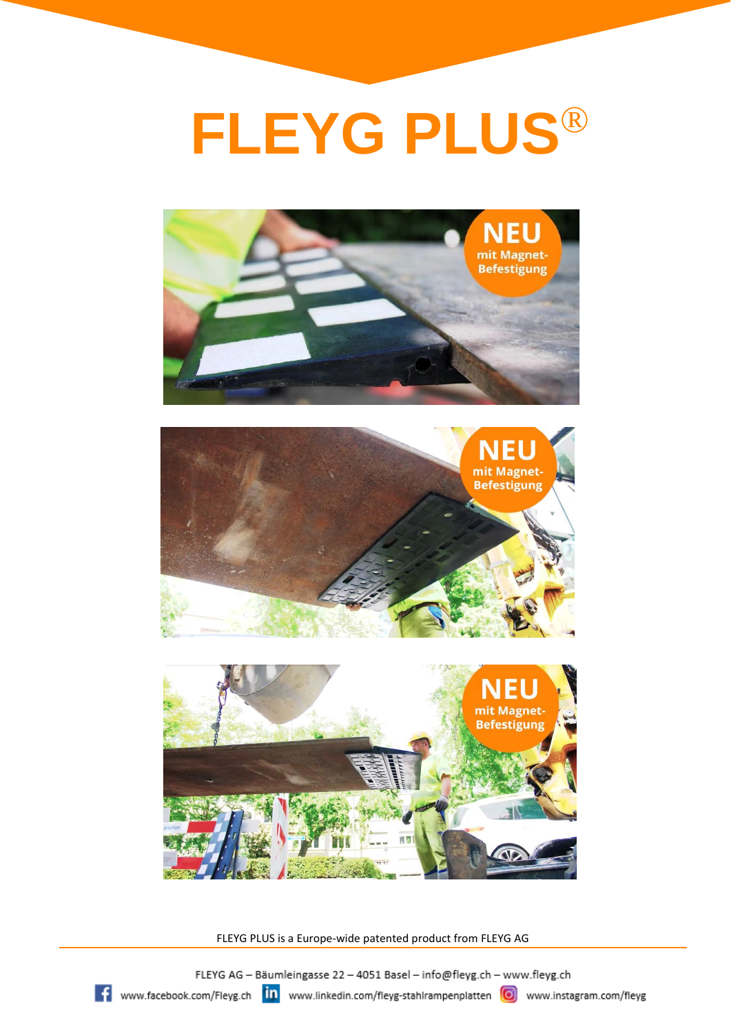# FLEYG PLUS®

FLEYG PLUS is a Europe-wide patented product from FLEYG AG

FLEYG AG – Bäumleingasse 22 – 4051 Basel – info@fleyg.ch – www.fleyg.ch

www.facebook.com/Fleyg.ch www.linkedin.com/fleyg-stahlrampenplatten www.instagram.com/fleyg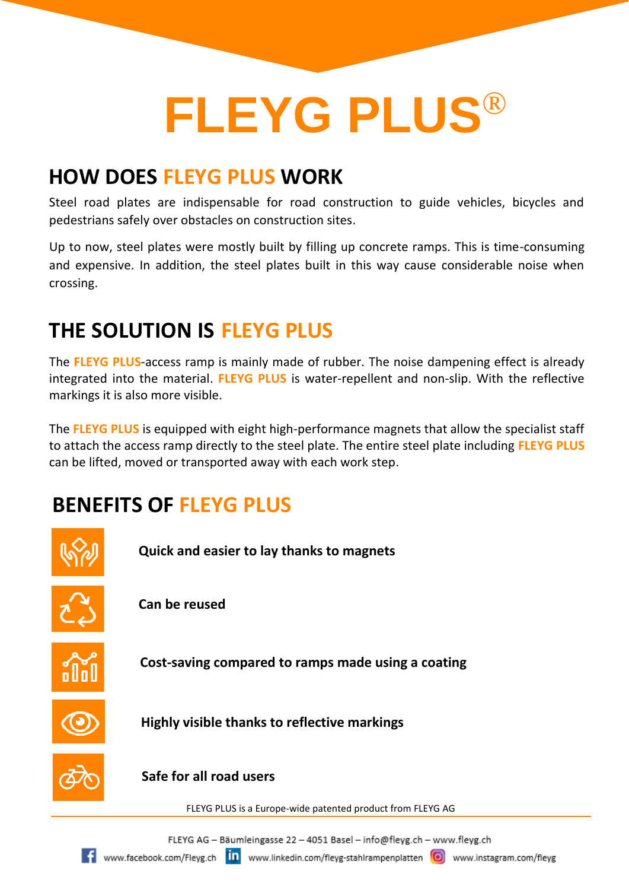# FLEYG PLUS®

## HOW DOES FLEYG PLUS WORK

Steel road plates are indispensable for road construction to guide vehicles, bicycles and pedestrians safely over obstacles on construction sites.

Up to now, steel plates were mostly built by filling up concrete ramps. This is time-consuming and expensive. In addition, the steel plates built in this way cause considerable noise when crossing.

## THE SOLUTION IS FLEYG PLUS

The **FLEYG PLUS**-access ramp is mainly made of rubber. The noise dampening effect is already integrated into the material. **FLEYG PLUS** is water-repellent and non-slip. With the reflective markings it is also more visible.

The **FLEYG PLUS** is equipped with eight high-performance magnets that allow the specialist staff to attach the access ramp directly to the steel plate. The entire steel plate including **FLEYG PLUS** can be lifted, moved or transported away with each work step.

## BENEFITS OF FLEYG PLUS

**Quick and easier to lay thanks to magnets**

**Can be reused**

**Cost-saving compared to ramps made using a coating**

**Highly visible thanks to reflective markings**

**Safe for all road users**

FLEYG PLUS is a Europe-wide patented product from FLEYG AG

FLEYG AG – Bäumleingasse 22 – 4051 Basel – info@fleyg.ch – www.fleyg.ch

www.facebook.com/Fleyg.ch www.linkedin.com/fleyg-stahlrampenplatten www.instagram.com/fleyg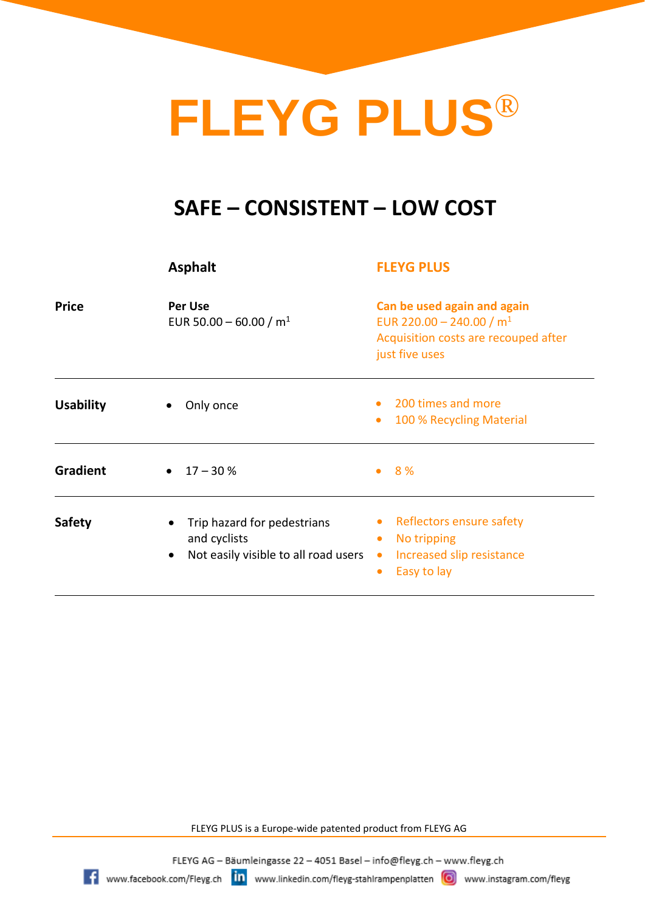# FLEYG PLUS®

## SAFE – CONSISTENT – LOW COST

| | Asphalt | FLEYG PLUS |
|---|---|---|
| **Price** | **Per Use**<br>EUR 50.00 – 60.00 / m[1] | **Can be used again and again**<br>EUR 220.00 – 240.00 / m[1]<br>Acquisition costs are recouped after just five uses |
| **Usability** | • Only once | • 200 times and more<br>• 100 % Recycling Material |
| **Gradient** | • 17 – 30 % | • 8 % |
| **Safety** | • Trip hazard for pedestrians and cyclists<br>• Not easily visible to all road users | • Reflectors ensure safety<br>• No tripping<br>• Increased slip resistance<br>• Easy to lay |

FLEYG PLUS is a Europe-wide patented product from FLEYG AG

FLEYG AG – Bäumleingasse 22 – 4051 Basel – info@fleyg.ch – www.fleyg.ch

www.facebook.com/Fleyg.ch www.linkedin.com/fleyg-stahlrampenplatten www.instagram.com/fleyg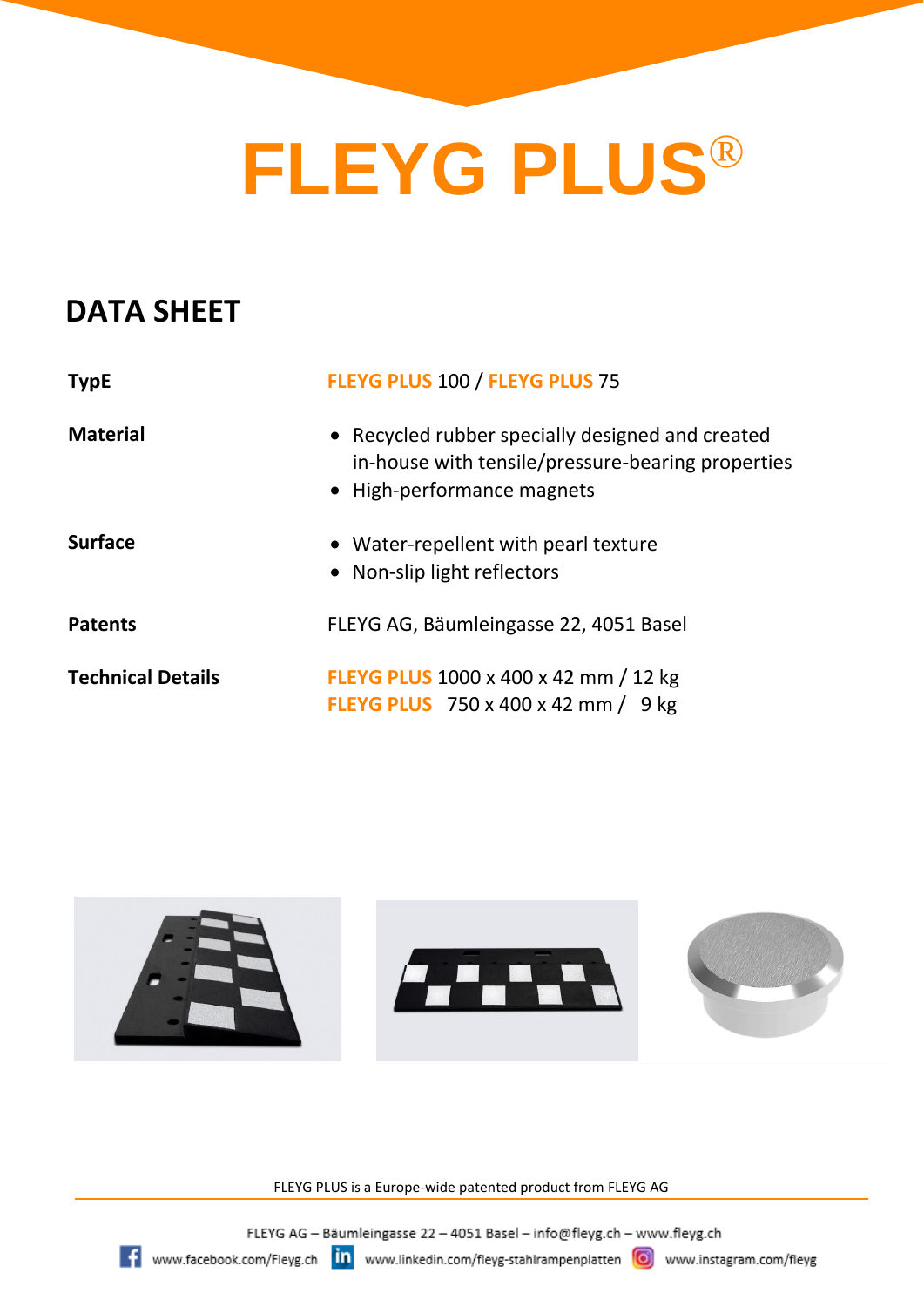# FLEYG PLUS®

## DATA SHEET

| | |
|---|---|
| **TypE** | FLEYG PLUS 100 / FLEYG PLUS 75 |
| **Material** | • Recycled rubber specially designed and created in-house with tensile/pressure-bearing properties<br>• High-performance magnets |
| **Surface** | • Water-repellent with pearl texture<br>• Non-slip light reflectors |
| **Patents** | FLEYG AG, Bäumleingasse 22, 4051 Basel |
| **Technical Details** | FLEYG PLUS 1000 x 400 x 42 mm / 12 kg<br>FLEYG PLUS 750 x 400 x 42 mm / 9 kg |

FLEYG PLUS is a Europe-wide patented product from FLEYG AG

FLEYG AG – Bäumleingasse 22 – 4051 Basel – info@fleyg.ch – www.fleyg.ch

www.facebook.com/Fleyg.ch www.linkedin.com/fleyg-stahlrampenplatten www.instagram.com/fleyg